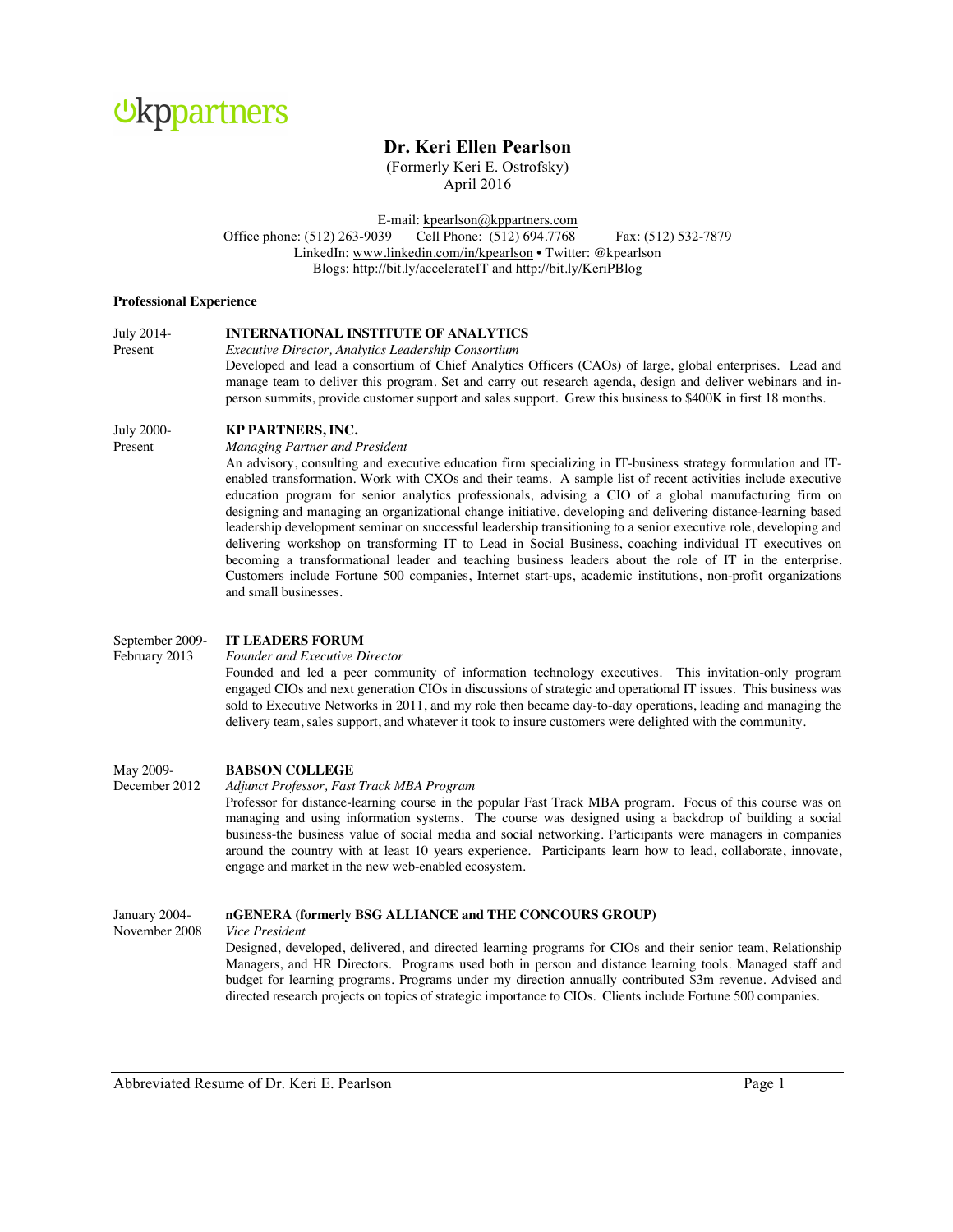kppartners

# Dr. Keri Ellen Pearlson

(Formerly Keri E. Ostrofsky)
April 2016

E-mail: kpearlson@kppartners.com
Office phone: (512) 263-9039 Cell Phone: (512) 694.7768 Fax: (512) 532-7879
LinkedIn: www.linkedin.com/in/kpearlson • Twitter: @kpearlson
Blogs: http://bit.ly/accelerateIT and http://bit.ly/KeriPBlog

## Professional Experience

**July 2014-Present**

**INTERNATIONAL INSTITUTE OF ANALYTICS**
*Executive Director, Analytics Leadership Consortium*
Developed and lead a consortium of Chief Analytics Officers (CAOs) of large, global enterprises. Lead and manage team to deliver this program. Set and carry out research agenda, design and deliver webinars and in-person summits, provide customer support and sales support. Grew this business to $400K in first 18 months.

**July 2000-Present**

**KP PARTNERS, INC.**
*Managing Partner and President*
An advisory, consulting and executive education firm specializing in IT-business strategy formulation and IT-enabled transformation. Work with CXOs and their teams. A sample list of recent activities include executive education program for senior analytics professionals, advising a CIO of a global manufacturing firm on designing and managing an organizational change initiative, developing and delivering distance-learning based leadership development seminar on successful leadership transitioning to a senior executive role, developing and delivering workshop on transforming IT to Lead in Social Business, coaching individual IT executives on becoming a transformational leader and teaching business leaders about the role of IT in the enterprise. Customers include Fortune 500 companies, Internet start-ups, academic institutions, non-profit organizations and small businesses.

**September 2009-February 2013**

**IT LEADERS FORUM**
*Founder and Executive Director*
Founded and led a peer community of information technology executives. This invitation-only program engaged CIOs and next generation CIOs in discussions of strategic and operational IT issues. This business was sold to Executive Networks in 2011, and my role then became day-to-day operations, leading and managing the delivery team, sales support, and whatever it took to insure customers were delighted with the community.

**May 2009-December 2012**

**BABSON COLLEGE**
*Adjunct Professor, Fast Track MBA Program*
Professor for distance-learning course in the popular Fast Track MBA program. Focus of this course was on managing and using information systems. The course was designed using a backdrop of building a social business-the business value of social media and social networking. Participants were managers in companies around the country with at least 10 years experience. Participants learn how to lead, collaborate, innovate, engage and market in the new web-enabled ecosystem.

**January 2004-November 2008**

**nGENERA (formerly BSG ALLIANCE and THE CONCOURS GROUP)**
*Vice President*
Designed, developed, delivered, and directed learning programs for CIOs and their senior team, Relationship Managers, and HR Directors. Programs used both in person and distance learning tools. Managed staff and budget for learning programs. Programs under my direction annually contributed $3m revenue. Advised and directed research projects on topics of strategic importance to CIOs. Clients include Fortune 500 companies.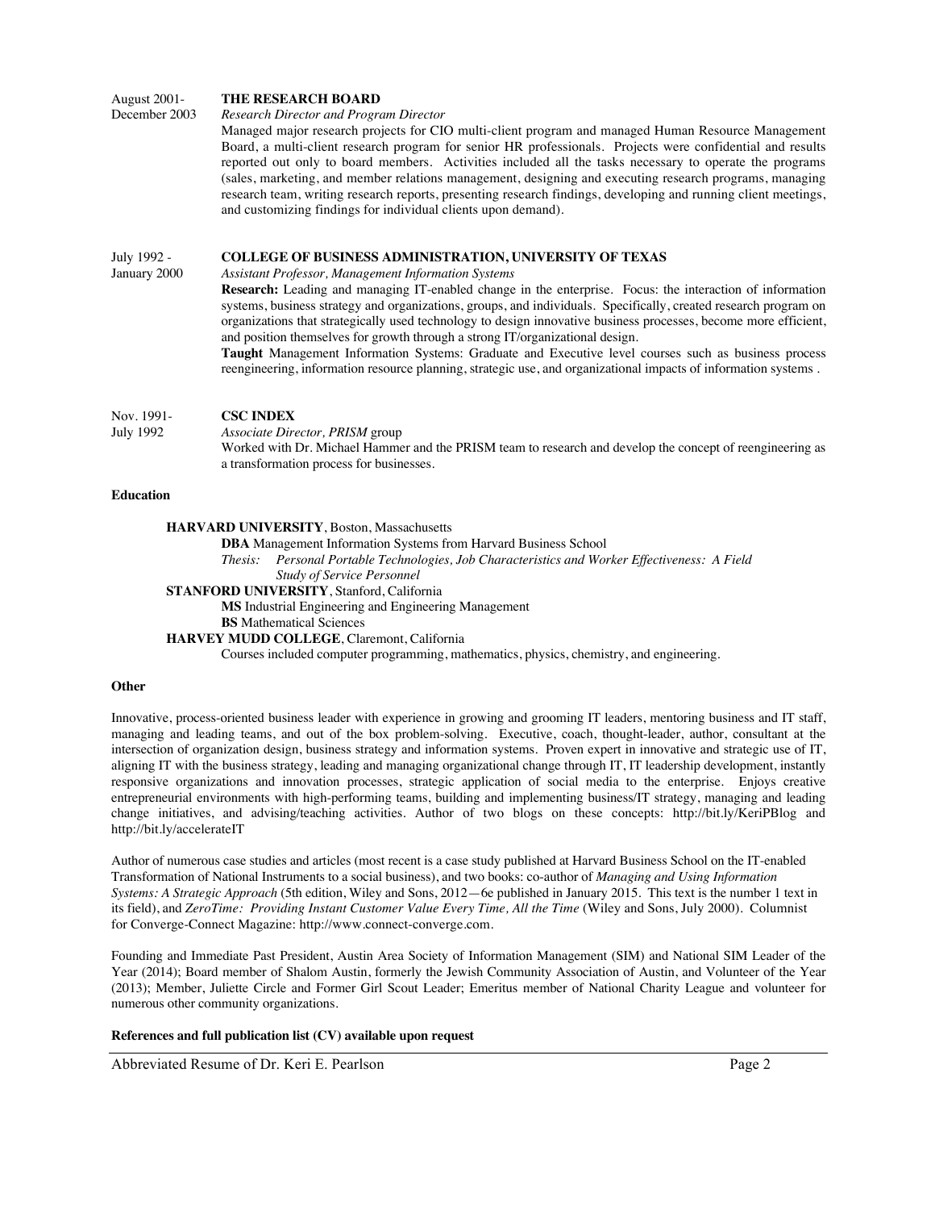August 2001- December 2003 **THE RESEARCH BOARD**

*Research Director and Program Director*

Managed major research projects for CIO multi-client program and managed Human Resource Management Board, a multi-client research program for senior HR professionals. Projects were confidential and results reported out only to board members. Activities included all the tasks necessary to operate the programs (sales, marketing, and member relations management, designing and executing research programs, managing research team, writing research reports, presenting research findings, developing and running client meetings, and customizing findings for individual clients upon demand).

July 1992 - January 2000 **COLLEGE OF BUSINESS ADMINISTRATION, UNIVERSITY OF TEXAS**

*Assistant Professor, Management Information Systems*

**Research:** Leading and managing IT-enabled change in the enterprise. Focus: the interaction of information systems, business strategy and organizations, groups, and individuals. Specifically, created research program on organizations that strategically used technology to design innovative business processes, become more efficient, and position themselves for growth through a strong IT/organizational design.

**Taught** Management Information Systems: Graduate and Executive level courses such as business process reengineering, information resource planning, strategic use, and organizational impacts of information systems .

Nov. 1991- July 1992 **CSC INDEX**

*Associate Director, PRISM* group

Worked with Dr. Michael Hammer and the PRISM team to research and develop the concept of reengineering as a transformation process for businesses.

**Education**

**HARVARD UNIVERSITY**, Boston, Massachusetts

- **DBA** Management Information Systems from Harvard Business School
- *Thesis: Personal Portable Technologies, Job Characteristics and Worker Effectiveness: A Field Study of Service Personnel*

**STANFORD UNIVERSITY**, Stanford, California

- **MS** Industrial Engineering and Engineering Management
- **BS** Mathematical Sciences

**HARVEY MUDD COLLEGE**, Claremont, California

- Courses included computer programming, mathematics, physics, chemistry, and engineering.

**Other**

Innovative, process-oriented business leader with experience in growing and grooming IT leaders, mentoring business and IT staff, managing and leading teams, and out of the box problem-solving. Executive, coach, thought-leader, author, consultant at the intersection of organization design, business strategy and information systems. Proven expert in innovative and strategic use of IT, aligning IT with the business strategy, leading and managing organizational change through IT, IT leadership development, instantly responsive organizations and innovation processes, strategic application of social media to the enterprise. Enjoys creative entrepreneurial environments with high-performing teams, building and implementing business/IT strategy, managing and leading change initiatives, and advising/teaching activities. Author of two blogs on these concepts: http://bit.ly/KeriPBlog and http://bit.ly/accelerateIT

Author of numerous case studies and articles (most recent is a case study published at Harvard Business School on the IT-enabled Transformation of National Instruments to a social business), and two books: co-author of *Managing and Using Information Systems: A Strategic Approach* (5th edition, Wiley and Sons, 2012—6e published in January 2015. This text is the number 1 text in its field), and *ZeroTime: Providing Instant Customer Value Every Time, All the Time* (Wiley and Sons, July 2000). Columnist for Converge-Connect Magazine: http://www.connect-converge.com.

Founding and Immediate Past President, Austin Area Society of Information Management (SIM) and National SIM Leader of the Year (2014); Board member of Shalom Austin, formerly the Jewish Community Association of Austin, and Volunteer of the Year (2013); Member, Juliette Circle and Former Girl Scout Leader; Emeritus member of National Charity League and volunteer for numerous other community organizations.

**References and full publication list (CV) available upon request**